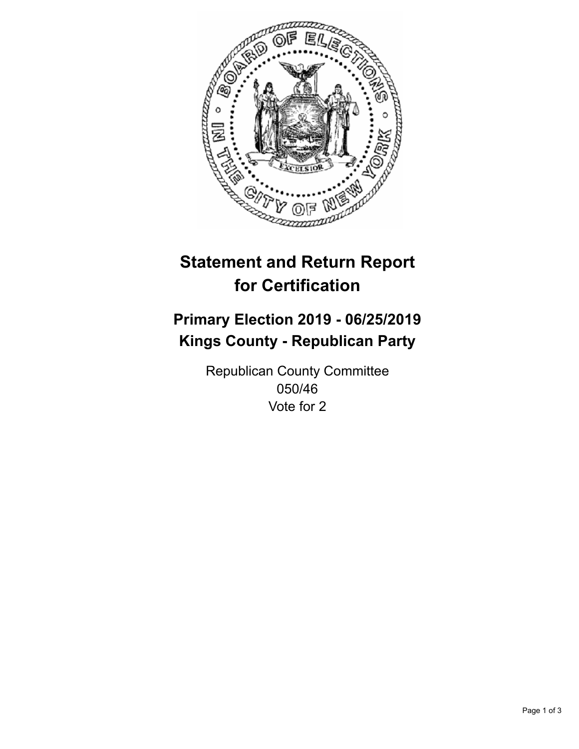# Statement and Return Report for Certification

## Primary Election 2019 - 06/25/2019
## Kings County - Republican Party

Republican County Committee
050/46
Vote for 2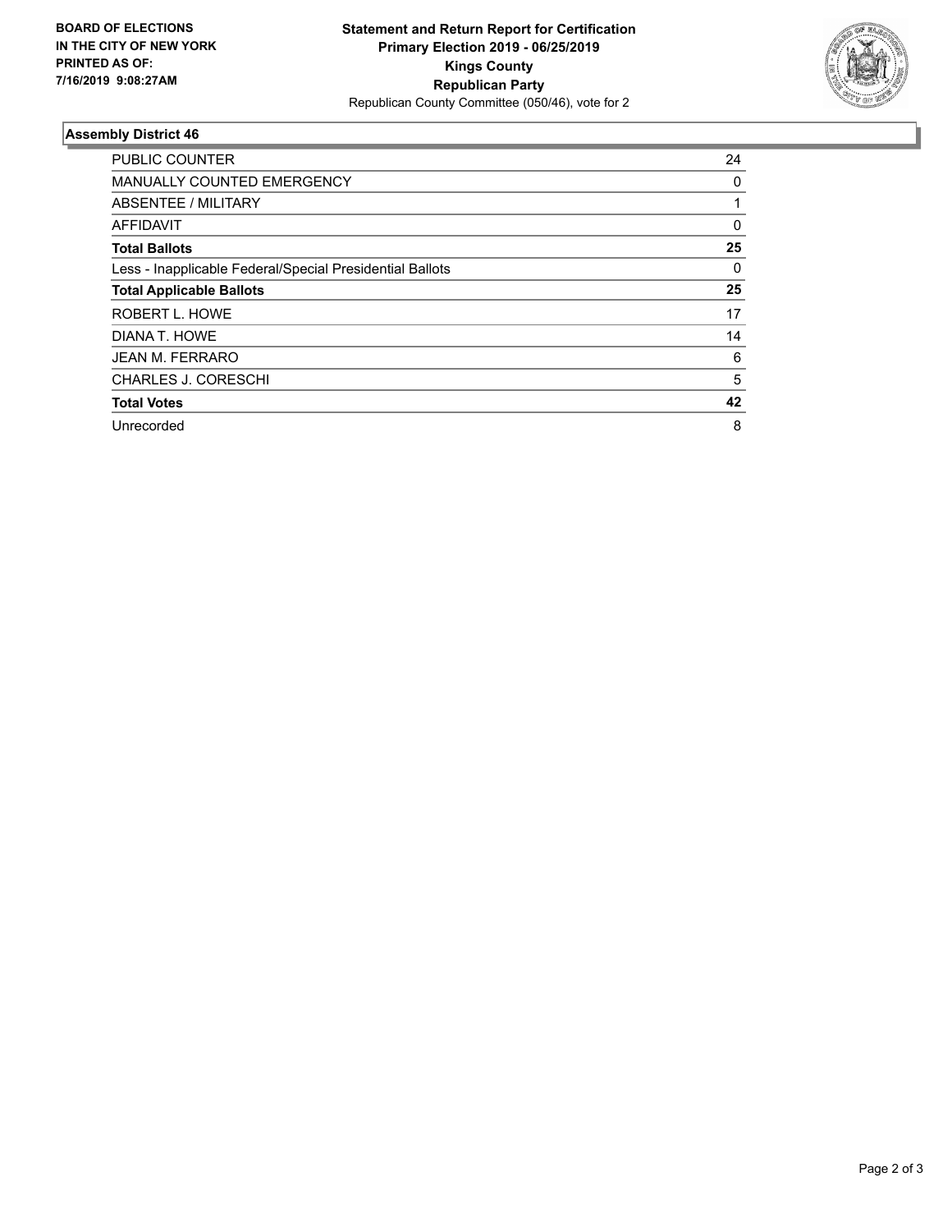**BOARD OF ELECTIONS IN THE CITY OF NEW YORK PRINTED AS OF: 7/16/2019 9:08:27AM**

**Statement and Return Report for Certification**
**Primary Election 2019 - 06/25/2019**
**Kings County**
**Republican Party**
Republican County Committee (050/46), vote for 2

### Assembly District 46

| | |
|---|---|
| PUBLIC COUNTER | 24 |
| MANUALLY COUNTED EMERGENCY | 0 |
| ABSENTEE / MILITARY | 1 |
| AFFIDAVIT | 0 |
| **Total Ballots** | **25** |
| Less - Inapplicable Federal/Special Presidential Ballots | 0 |
| **Total Applicable Ballots** | **25** |
| ROBERT L. HOWE | 17 |
| DIANA T. HOWE | 14 |
| JEAN M. FERRARO | 6 |
| CHARLES J. CORESCHI | 5 |
| **Total Votes** | **42** |
| Unrecorded | 8 |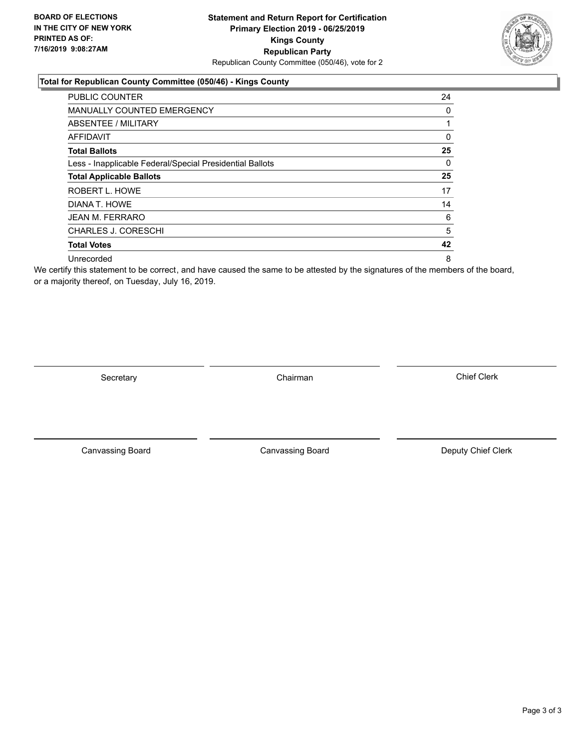**BOARD OF ELECTIONS IN THE CITY OF NEW YORK PRINTED AS OF: 7/16/2019 9:08:27AM**

**Statement and Return Report for Certification Primary Election 2019 - 06/25/2019 Kings County Republican Party**

Republican County Committee (050/46), vote for 2

**Total for Republican County Committee (050/46) - Kings County**

| | |
|---|---|
| PUBLIC COUNTER | 24 |
| MANUALLY COUNTED EMERGENCY | 0 |
| ABSENTEE / MILITARY | 1 |
| AFFIDAVIT | 0 |
| **Total Ballots** | **25** |
| Less - Inapplicable Federal/Special Presidential Ballots | 0 |
| **Total Applicable Ballots** | **25** |
| ROBERT L. HOWE | 17 |
| DIANA T. HOWE | 14 |
| JEAN M. FERRARO | 6 |
| CHARLES J. CORESCHI | 5 |
| **Total Votes** | **42** |
| Unrecorded | 8 |

We certify this statement to be correct, and have caused the same to be attested by the signatures of the members of the board, or a majority thereof, on Tuesday, July 16, 2019.

Secretary　　Chairman　　Chief Clerk

Canvassing Board　　Canvassing Board　　Deputy Chief Clerk